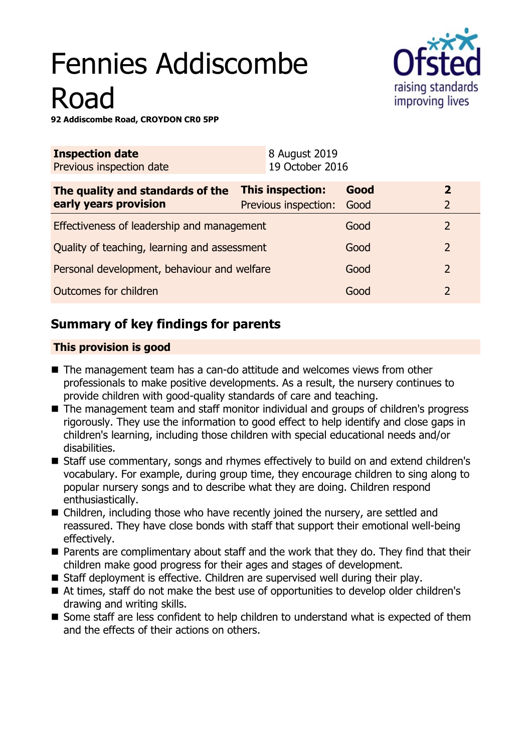# Fennies Addiscombe Road

**92 Addiscombe Road, CROYDON CR0 5PP**

| **Inspection date** | 8 August 2019 |
|---|---|
| Previous inspection date | 19 October 2016 |

| **The quality and standards of the early years provision** | **This inspection:** | **Good** | **2** |
|---|---|---|---|
| | Previous inspection: | Good | 2 |
| Effectiveness of leadership and management | | Good | 2 |
| Quality of teaching, learning and assessment | | Good | 2 |
| Personal development, behaviour and welfare | | Good | 2 |
| Outcomes for children | | Good | 2 |

## Summary of key findings for parents

**This provision is good**

- The management team has a can-do attitude and welcomes views from other professionals to make positive developments. As a result, the nursery continues to provide children with good-quality standards of care and teaching.
- The management team and staff monitor individual and groups of children's progress rigorously. They use the information to good effect to help identify and close gaps in children's learning, including those children with special educational needs and/or disabilities.
- Staff use commentary, songs and rhymes effectively to build on and extend children's vocabulary. For example, during group time, they encourage children to sing along to popular nursery songs and to describe what they are doing. Children respond enthusiastically.
- Children, including those who have recently joined the nursery, are settled and reassured. They have close bonds with staff that support their emotional well-being effectively.
- Parents are complimentary about staff and the work that they do. They find that their children make good progress for their ages and stages of development.
- Staff deployment is effective. Children are supervised well during their play.
- At times, staff do not make the best use of opportunities to develop older children's drawing and writing skills.
- Some staff are less confident to help children to understand what is expected of them and the effects of their actions on others.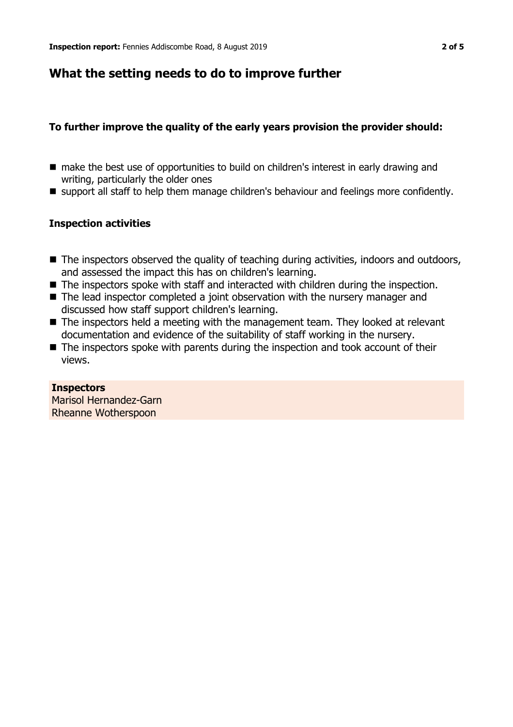## What the setting needs to do to improve further

**To further improve the quality of the early years provision the provider should:**

- make the best use of opportunities to build on children's interest in early drawing and writing, particularly the older ones
- support all staff to help them manage children's behaviour and feelings more confidently.

### Inspection activities

- The inspectors observed the quality of teaching during activities, indoors and outdoors, and assessed the impact this has on children's learning.
- The inspectors spoke with staff and interacted with children during the inspection.
- The lead inspector completed a joint observation with the nursery manager and discussed how staff support children's learning.
- The inspectors held a meeting with the management team. They looked at relevant documentation and evidence of the suitability of staff working in the nursery.
- The inspectors spoke with parents during the inspection and took account of their views.

**Inspectors**
Marisol Hernandez-Garn
Rheanne Wotherspoon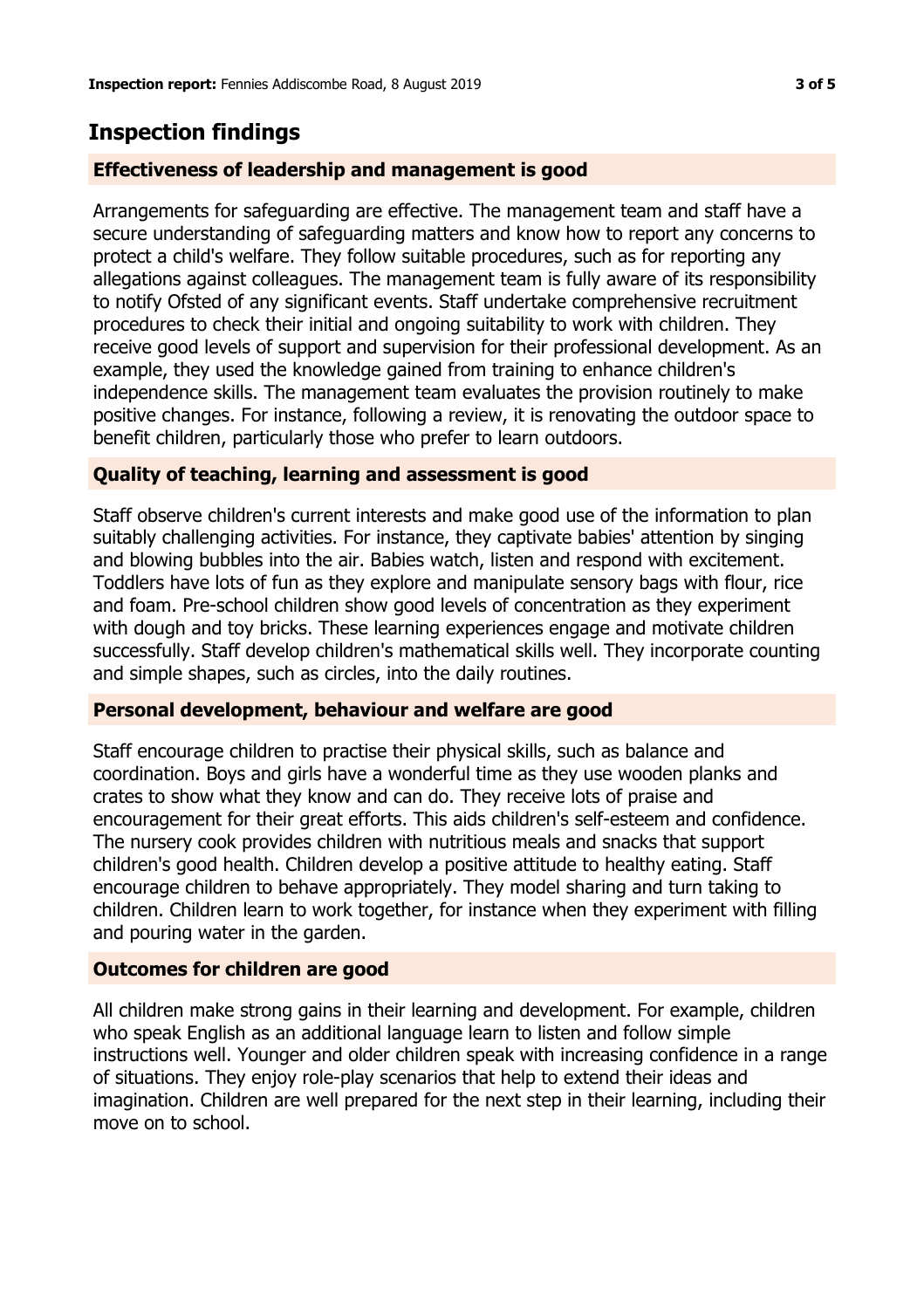## Inspection findings

### Effectiveness of leadership and management is good

Arrangements for safeguarding are effective. The management team and staff have a secure understanding of safeguarding matters and know how to report any concerns to protect a child's welfare. They follow suitable procedures, such as for reporting any allegations against colleagues. The management team is fully aware of its responsibility to notify Ofsted of any significant events. Staff undertake comprehensive recruitment procedures to check their initial and ongoing suitability to work with children. They receive good levels of support and supervision for their professional development. As an example, they used the knowledge gained from training to enhance children's independence skills. The management team evaluates the provision routinely to make positive changes. For instance, following a review, it is renovating the outdoor space to benefit children, particularly those who prefer to learn outdoors.

### Quality of teaching, learning and assessment is good

Staff observe children's current interests and make good use of the information to plan suitably challenging activities. For instance, they captivate babies' attention by singing and blowing bubbles into the air. Babies watch, listen and respond with excitement. Toddlers have lots of fun as they explore and manipulate sensory bags with flour, rice and foam. Pre-school children show good levels of concentration as they experiment with dough and toy bricks. These learning experiences engage and motivate children successfully. Staff develop children's mathematical skills well. They incorporate counting and simple shapes, such as circles, into the daily routines.

### Personal development, behaviour and welfare are good

Staff encourage children to practise their physical skills, such as balance and coordination. Boys and girls have a wonderful time as they use wooden planks and crates to show what they know and can do. They receive lots of praise and encouragement for their great efforts. This aids children's self-esteem and confidence. The nursery cook provides children with nutritious meals and snacks that support children's good health. Children develop a positive attitude to healthy eating. Staff encourage children to behave appropriately. They model sharing and turn taking to children. Children learn to work together, for instance when they experiment with filling and pouring water in the garden.

### Outcomes for children are good

All children make strong gains in their learning and development. For example, children who speak English as an additional language learn to listen and follow simple instructions well. Younger and older children speak with increasing confidence in a range of situations. They enjoy role-play scenarios that help to extend their ideas and imagination. Children are well prepared for the next step in their learning, including their move on to school.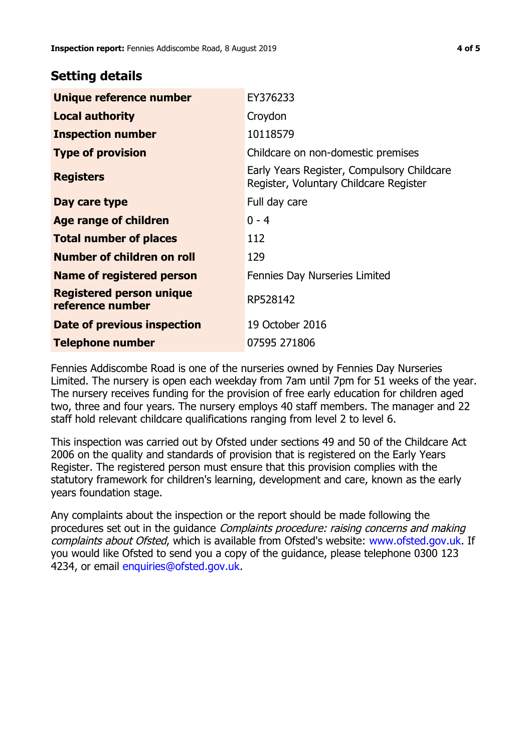## Setting details

| | |
|---|---|
| **Unique reference number** | EY376233 |
| **Local authority** | Croydon |
| **Inspection number** | 10118579 |
| **Type of provision** | Childcare on non-domestic premises |
| **Registers** | Early Years Register, Compulsory Childcare Register, Voluntary Childcare Register |
| **Day care type** | Full day care |
| **Age range of children** | 0 - 4 |
| **Total number of places** | 112 |
| **Number of children on roll** | 129 |
| **Name of registered person** | Fennies Day Nurseries Limited |
| **Registered person unique reference number** | RP528142 |
| **Date of previous inspection** | 19 October 2016 |
| **Telephone number** | 07595 271806 |

Fennies Addiscombe Road is one of the nurseries owned by Fennies Day Nurseries Limited. The nursery is open each weekday from 7am until 7pm for 51 weeks of the year. The nursery receives funding for the provision of free early education for children aged two, three and four years. The nursery employs 40 staff members. The manager and 22 staff hold relevant childcare qualifications ranging from level 2 to level 6.

This inspection was carried out by Ofsted under sections 49 and 50 of the Childcare Act 2006 on the quality and standards of provision that is registered on the Early Years Register. The registered person must ensure that this provision complies with the statutory framework for children's learning, development and care, known as the early years foundation stage.

Any complaints about the inspection or the report should be made following the procedures set out in the guidance *Complaints procedure: raising concerns and making complaints about Ofsted*, which is available from Ofsted's website: www.ofsted.gov.uk. If you would like Ofsted to send you a copy of the guidance, please telephone 0300 123 4234, or email enquiries@ofsted.gov.uk.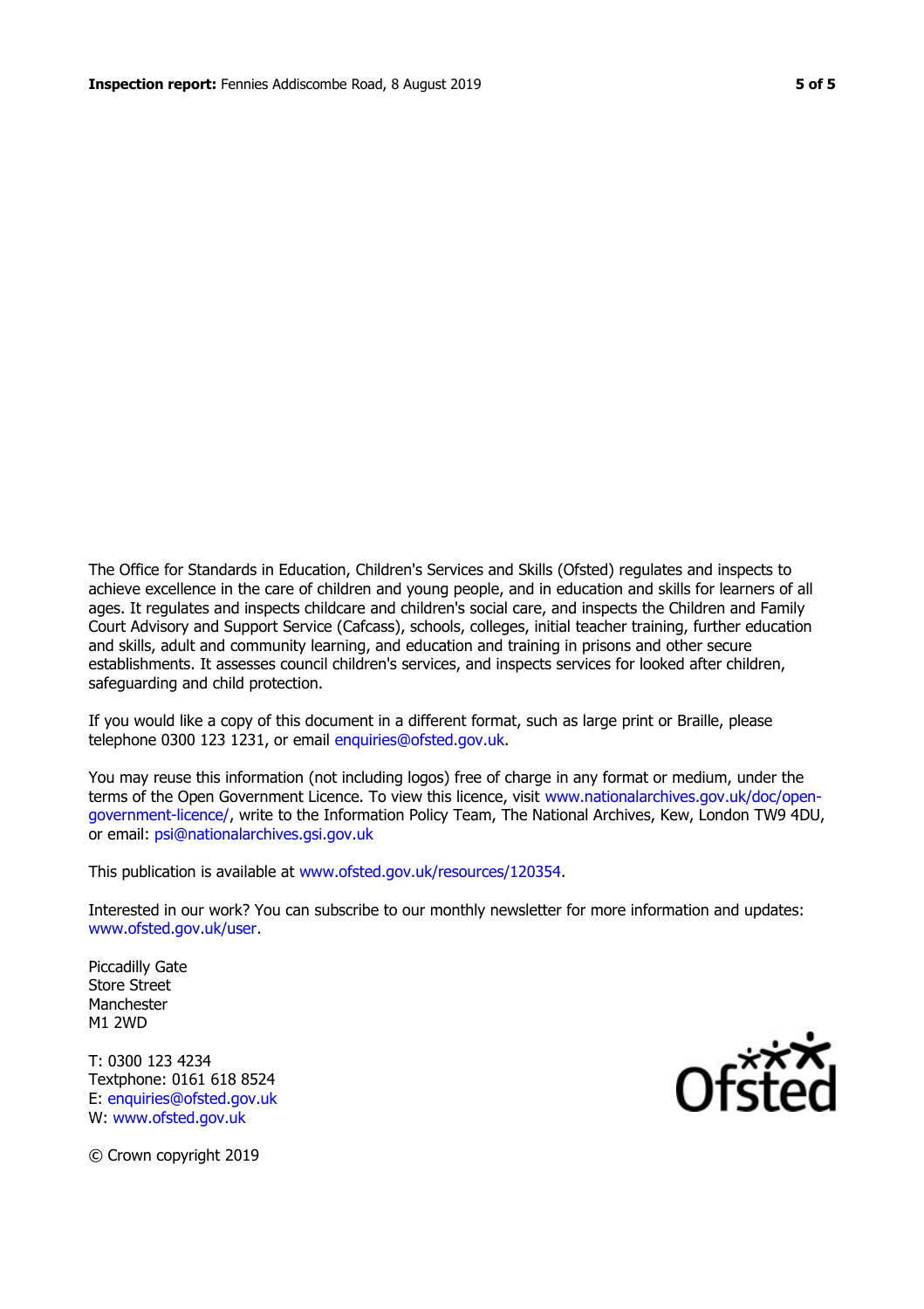The Office for Standards in Education, Children's Services and Skills (Ofsted) regulates and inspects to achieve excellence in the care of children and young people, and in education and skills for learners of all ages. It regulates and inspects childcare and children's social care, and inspects the Children and Family Court Advisory and Support Service (Cafcass), schools, colleges, initial teacher training, further education and skills, adult and community learning, and education and training in prisons and other secure establishments. It assesses council children's services, and inspects services for looked after children, safeguarding and child protection.

If you would like a copy of this document in a different format, such as large print or Braille, please telephone 0300 123 1231, or email enquiries@ofsted.gov.uk.

You may reuse this information (not including logos) free of charge in any format or medium, under the terms of the Open Government Licence. To view this licence, visit www.nationalarchives.gov.uk/doc/open-government-licence/, write to the Information Policy Team, The National Archives, Kew, London TW9 4DU, or email: psi@nationalarchives.gsi.gov.uk

This publication is available at www.ofsted.gov.uk/resources/120354.

Interested in our work? You can subscribe to our monthly newsletter for more information and updates: www.ofsted.gov.uk/user.

Piccadilly Gate
Store Street
Manchester
M1 2WD

T: 0300 123 4234
Textphone: 0161 618 8524
E: enquiries@ofsted.gov.uk
W: www.ofsted.gov.uk

© Crown copyright 2019